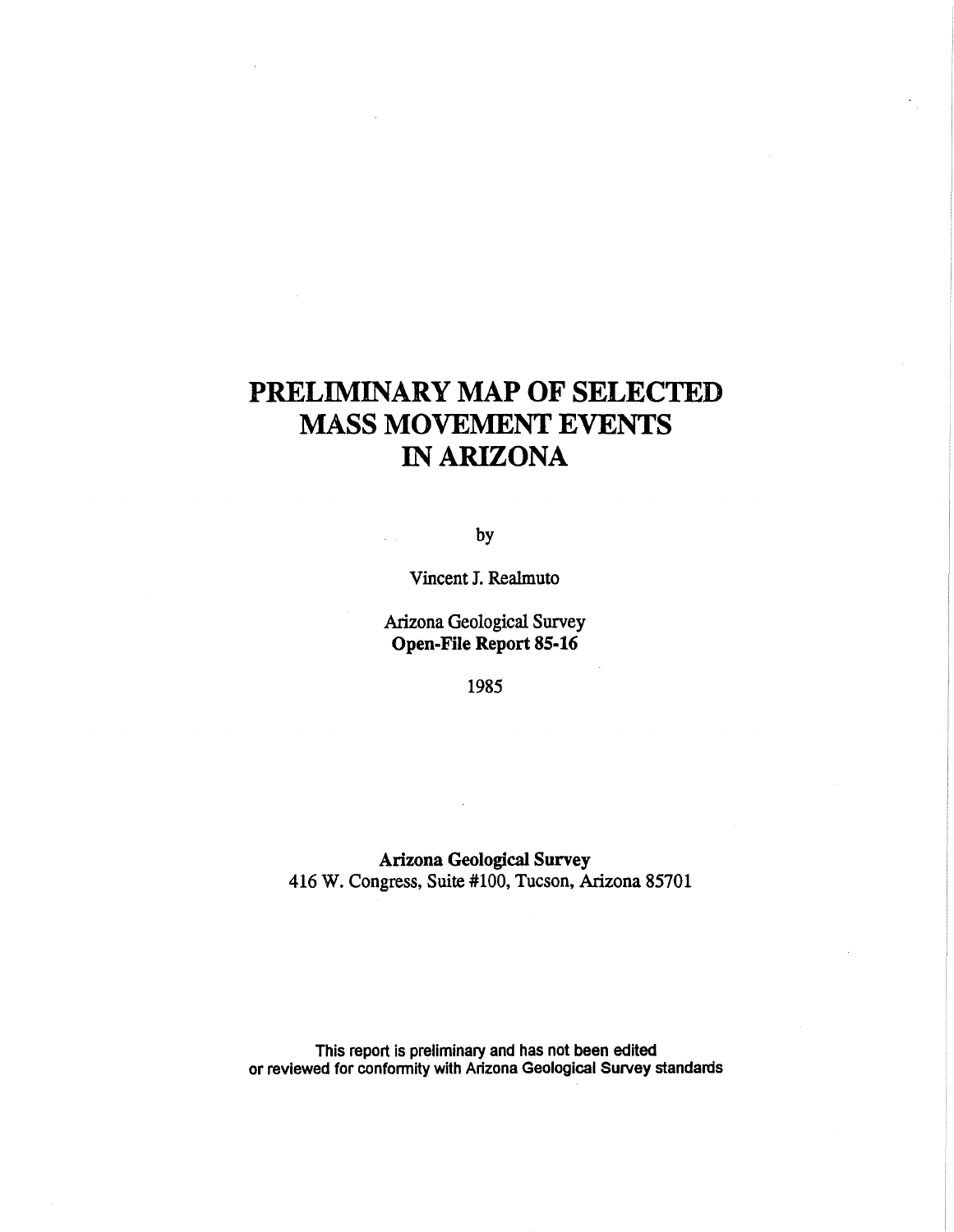# PRELIMINARY MAP OF SELECTED MASS MOVEMENT EVENTS IN ARIZONA

by

Vincent J. Realmuto

Arizona Geological Survey
**Open-File Report 85-16**

1985

**Arizona Geological Survey**
416 W. Congress, Suite #100, Tucson, Arizona 85701

This report is preliminary and has not been edited or reviewed for conformity with Arizona Geological Survey standards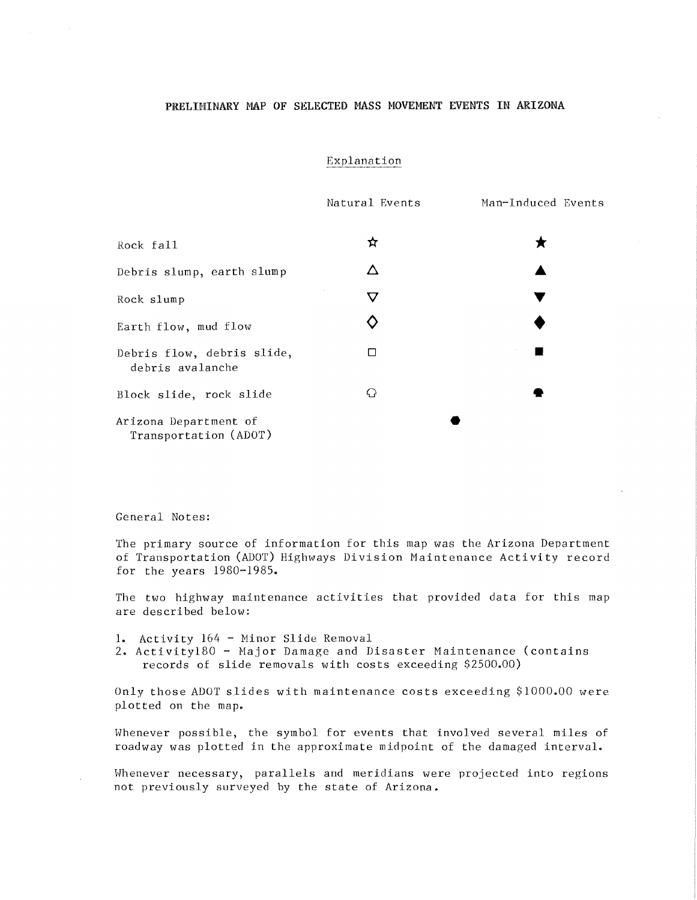# PRELIMINARY MAP OF SELECTED MASS MOVEMENT EVENTS IN ARIZONA

## Explanation

| | Natural Events | Man-Induced Events |
|---|---|---|
| Rock fall | ☆ | ★ |
| Debris slump, earth slump | △ | ▲ |
| Rock slump | ▽ | ▼ |
| Earth flow, mud flow | ◇ | ◆ |
| Debris flow, debris slide, debris avalanche | □ | ■ |
| Block slide, rock slide | ⌂ | ⬟ |
| Arizona Department of Transportation (ADOT) | ⬢ | |

General Notes:

The primary source of information for this map was the Arizona Department of Transportation (ADOT) Highways Division Maintenance Activity record for the years 1980-1985.

The two highway maintenance activities that provided data for this map are described below:

1. Activity 164 - Minor Slide Removal
2. Activity180 - Major Damage and Disaster Maintenance (contains records of slide removals with costs exceeding $2500.00)

Only those ADOT slides with maintenance costs exceeding $1000.00 were plotted on the map.

Whenever possible, the symbol for events that involved several miles of roadway was plotted in the approximate midpoint of the damaged interval.

Whenever necessary, parallels and meridians were projected into regions not previously surveyed by the state of Arizona.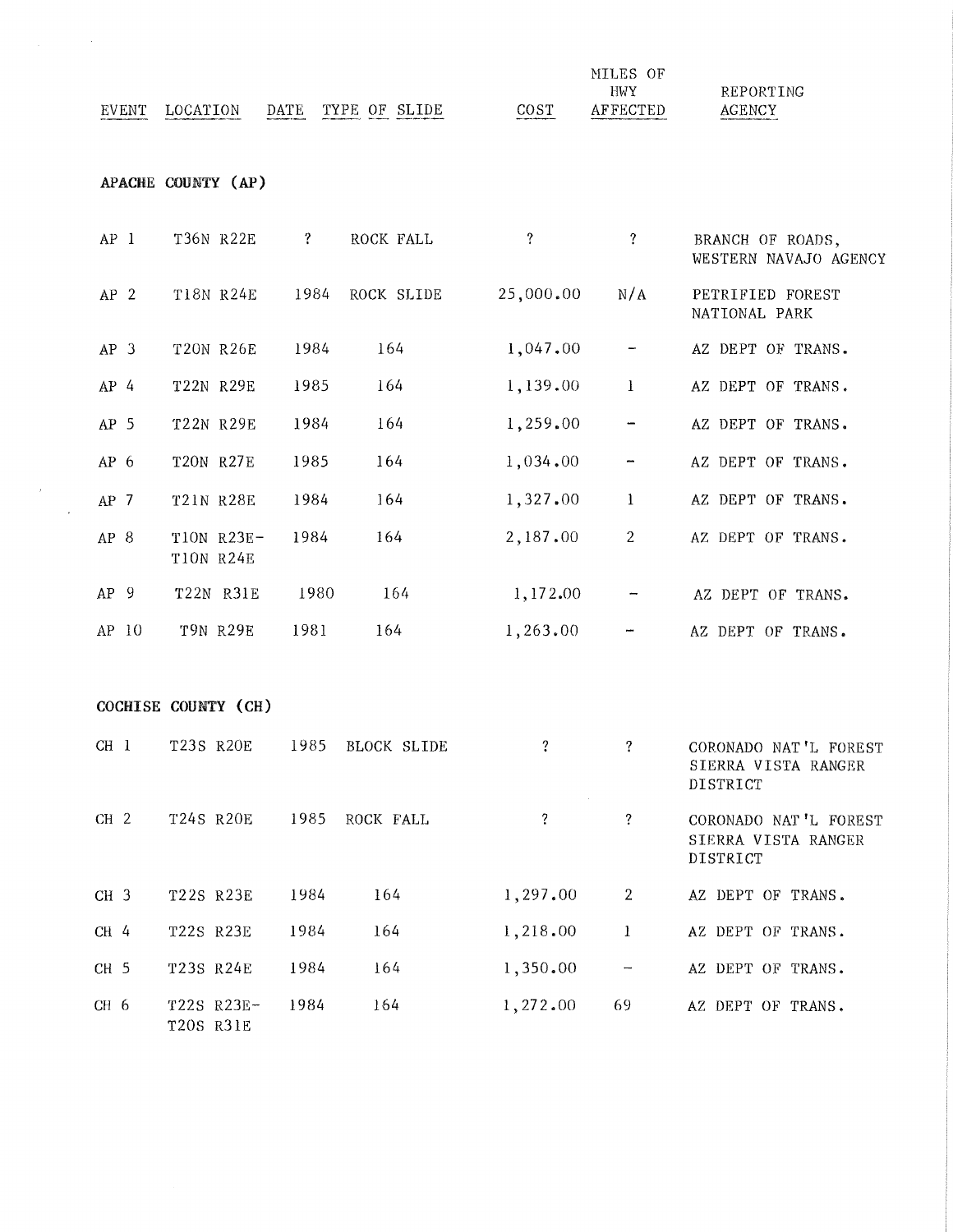| EVENT | LOCATION | DATE | TYPE OF SLIDE | COST | MILES OF HWY AFFECTED | REPORTING AGENCY |
|---|---|---|---|---|---|---|
| **APACHE COUNTY (AP)** | | | | | | |
| AP 1 | T36N R22E | ? | ROCK FALL | ? | ? | BRANCH OF ROADS, WESTERN NAVAJO AGENCY |
| AP 2 | T18N R24E | 1984 | ROCK SLIDE | 25,000.00 | N/A | PETRIFIED FOREST NATIONAL PARK |
| AP 3 | T20N R26E | 1984 | 164 | 1,047.00 | - | AZ DEPT OF TRANS. |
| AP 4 | T22N R29E | 1985 | 164 | 1,139.00 | 1 | AZ DEPT OF TRANS. |
| AP 5 | T22N R29E | 1984 | 164 | 1,259.00 | - | AZ DEPT OF TRANS. |
| AP 6 | T20N R27E | 1985 | 164 | 1,034.00 | - | AZ DEPT OF TRANS. |
| AP 7 | T21N R28E | 1984 | 164 | 1,327.00 | 1 | AZ DEPT OF TRANS. |
| AP 8 | T10N R23E- T10N R24E | 1984 | 164 | 2,187.00 | 2 | AZ DEPT OF TRANS. |
| AP 9 | T22N R31E | 1980 | 164 | 1,172.00 | - | AZ DEPT OF TRANS. |
| AP 10 | T9N R29E | 1981 | 164 | 1,263.00 | - | AZ DEPT OF TRANS. |
| **COCHISE COUNTY (CH)** | | | | | | |
| CH 1 | T23S R20E | 1985 | BLOCK SLIDE | ? | ? | CORONADO NAT'L FOREST SIERRA VISTA RANGER DISTRICT |
| CH 2 | T24S R20E | 1985 | ROCK FALL | ? | ? | CORONADO NAT'L FOREST SIERRA VISTA RANGER DISTRICT |
| CH 3 | T22S R23E | 1984 | 164 | 1,297.00 | 2 | AZ DEPT OF TRANS. |
| CH 4 | T22S R23E | 1984 | 164 | 1,218.00 | 1 | AZ DEPT OF TRANS. |
| CH 5 | T23S R24E | 1984 | 164 | 1,350.00 | - | AZ DEPT OF TRANS. |
| CH 6 | T22S R23E- T20S R31E | 1984 | 164 | 1,272.00 | 69 | AZ DEPT OF TRANS. |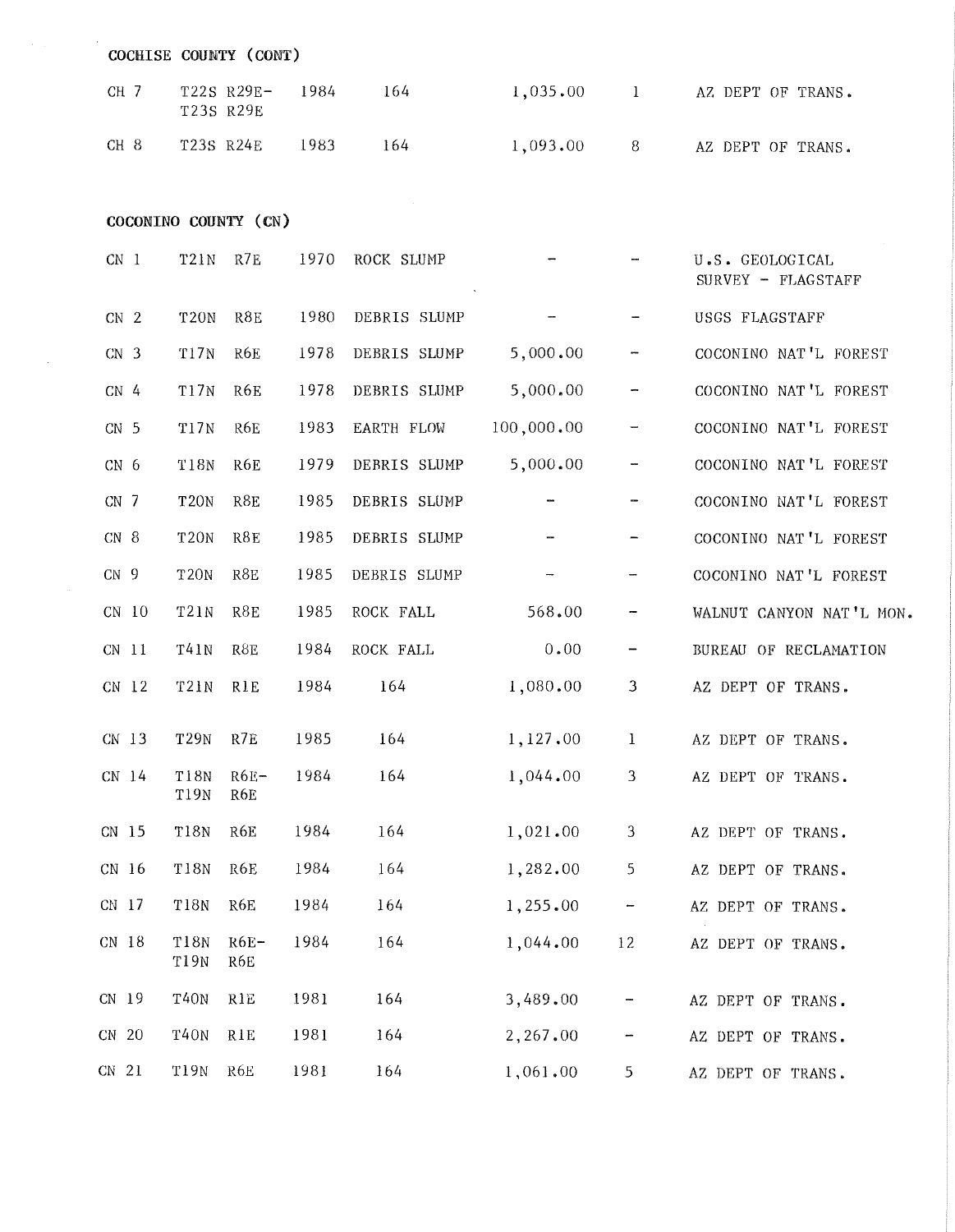**COCHISE COUNTY (CONT)**

| | | | | | | |
|---|---|---|---|---|---|---|
| CH 7 | T22S R29E- T23S R29E | 1984 | 164 | 1,035.00 | 1 | AZ DEPT OF TRANS. |
| CH 8 | T23S R24E | 1983 | 164 | 1,093.00 | 8 | AZ DEPT OF TRANS. |

**COCONINO COUNTY (CN)**

| | | | | | | |
|---|---|---|---|---|---|---|
| CN 1 | T21N R7E | 1970 | ROCK SLUMP | - | - | U.S. GEOLOGICAL SURVEY - FLAGSTAFF |
| CN 2 | T20N R8E | 1980 | DEBRIS SLUMP | - | - | USGS FLAGSTAFF |
| CN 3 | T17N R6E | 1978 | DEBRIS SLUMP | 5,000.00 | - | COCONINO NAT'L FOREST |
| CN 4 | T17N R6E | 1978 | DEBRIS SLUMP | 5,000.00 | - | COCONINO NAT'L FOREST |
| CN 5 | T17N R6E | 1983 | EARTH FLOW | 100,000.00 | - | COCONINO NAT'L FOREST |
| CN 6 | T18N R6E | 1979 | DEBRIS SLUMP | 5,000.00 | - | COCONINO NAT'L FOREST |
| CN 7 | T20N R8E | 1985 | DEBRIS SLUMP | - | - | COCONINO NAT'L FOREST |
| CN 8 | T20N R8E | 1985 | DEBRIS SLUMP | - | - | COCONINO NAT'L FOREST |
| CN 9 | T20N R8E | 1985 | DEBRIS SLUMP | - | - | COCONINO NAT'L FOREST |
| CN 10 | T21N R8E | 1985 | ROCK FALL | 568.00 | - | WALNUT CANYON NAT'L MON. |
| CN 11 | T41N R8E | 1984 | ROCK FALL | 0.00 | - | BUREAU OF RECLAMATION |
| CN 12 | T21N R1E | 1984 | 164 | 1,080.00 | 3 | AZ DEPT OF TRANS. |
| CN 13 | T29N R7E | 1985 | 164 | 1,127.00 | 1 | AZ DEPT OF TRANS. |
| CN 14 | T18N R6E- T19N R6E | 1984 | 164 | 1,044.00 | 3 | AZ DEPT OF TRANS. |
| CN 15 | T18N R6E | 1984 | 164 | 1,021.00 | 3 | AZ DEPT OF TRANS. |
| CN 16 | T18N R6E | 1984 | 164 | 1,282.00 | 5 | AZ DEPT OF TRANS. |
| CN 17 | T18N R6E | 1984 | 164 | 1,255.00 | - | AZ DEPT OF TRANS. |
| CN 18 | T18N R6E- T19N R6E | 1984 | 164 | 1,044.00 | 12 | AZ DEPT OF TRANS. |
| CN 19 | T40N R1E | 1981 | 164 | 3,489.00 | - | AZ DEPT OF TRANS. |
| CN 20 | T40N R1E | 1981 | 164 | 2,267.00 | - | AZ DEPT OF TRANS. |
| CN 21 | T19N R6E | 1981 | 164 | 1,061.00 | 5 | AZ DEPT OF TRANS. |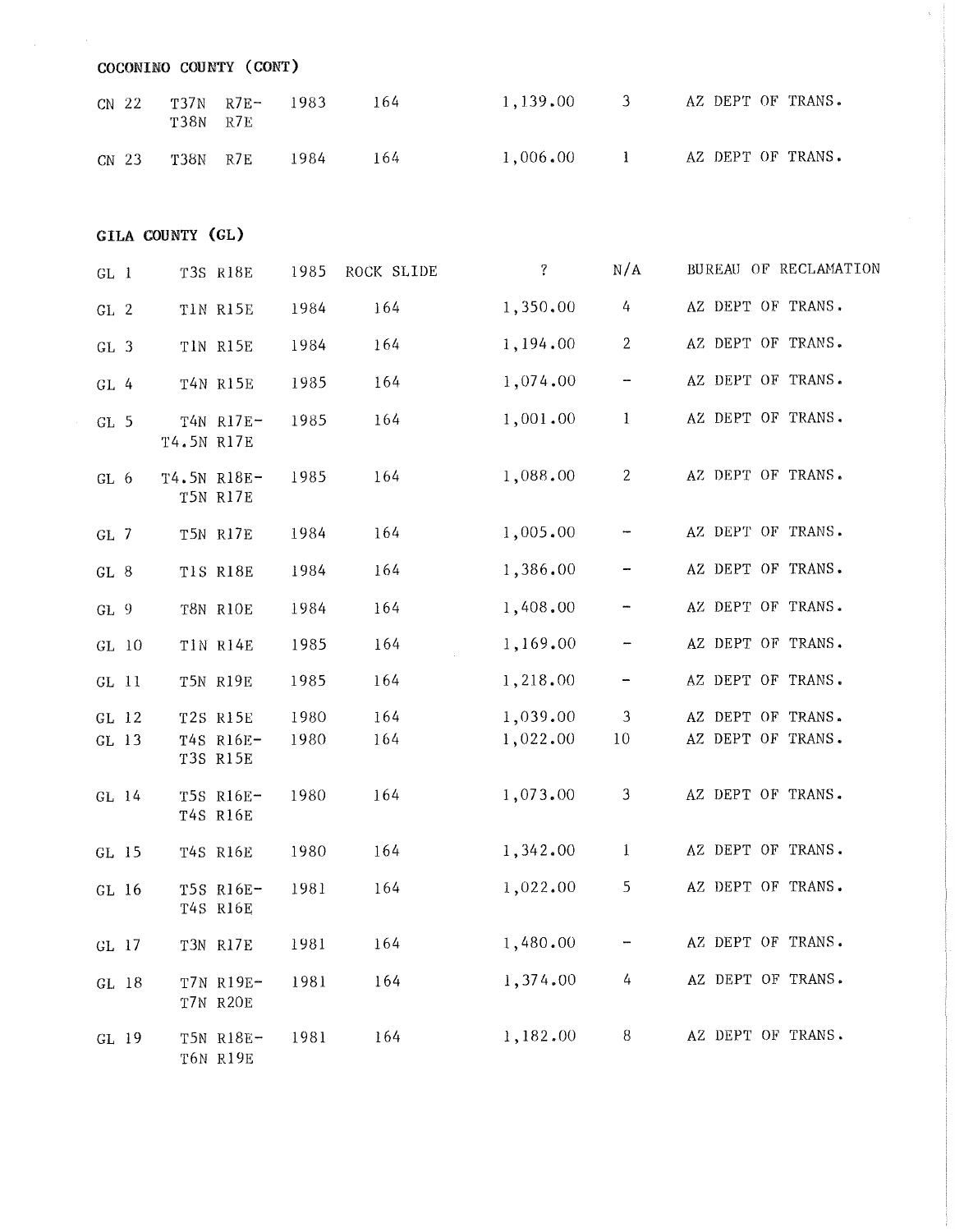## COCONINO COUNTY (CONT)

| | | | | | | |
|---|---|---|---|---|---|---|
| CN 22 | T37N R7E-T38N R7E | 1983 | 164 | 1,139.00 | 3 | AZ DEPT OF TRANS. |
| CN 23 | T38N R7E | 1984 | 164 | 1,006.00 | 1 | AZ DEPT OF TRANS. |

## GILA COUNTY (GL)

| | | | | | | |
|---|---|---|---|---|---|---|
| GL 1 | T3S R18E | 1985 | ROCK SLIDE | ? | N/A | BUREAU OF RECLAMATION |
| GL 2 | T1N R15E | 1984 | 164 | 1,350.00 | 4 | AZ DEPT OF TRANS. |
| GL 3 | T1N R15E | 1984 | 164 | 1,194.00 | 2 | AZ DEPT OF TRANS. |
| GL 4 | T4N R15E | 1985 | 164 | 1,074.00 | - | AZ DEPT OF TRANS. |
| GL 5 | T4N R17E-T4.5N R17E | 1985 | 164 | 1,001.00 | 1 | AZ DEPT OF TRANS. |
| GL 6 | T4.5N R18E-T5N R17E | 1985 | 164 | 1,088.00 | 2 | AZ DEPT OF TRANS. |
| GL 7 | T5N R17E | 1984 | 164 | 1,005.00 | - | AZ DEPT OF TRANS. |
| GL 8 | T1S R18E | 1984 | 164 | 1,386.00 | - | AZ DEPT OF TRANS. |
| GL 9 | T8N R10E | 1984 | 164 | 1,408.00 | - | AZ DEPT OF TRANS. |
| GL 10 | T1N R14E | 1985 | 164 | 1,169.00 | - | AZ DEPT OF TRANS. |
| GL 11 | T5N R19E | 1985 | 164 | 1,218.00 | - | AZ DEPT OF TRANS. |
| GL 12 | T2S R15E | 1980 | 164 | 1,039.00 | 3 | AZ DEPT OF TRANS. |
| GL 13 | T4S R16E-T3S R15E | 1980 | 164 | 1,022.00 | 10 | AZ DEPT OF TRANS. |
| GL 14 | T5S R16E-T4S R16E | 1980 | 164 | 1,073.00 | 3 | AZ DEPT OF TRANS. |
| GL 15 | T4S R16E | 1980 | 164 | 1,342.00 | 1 | AZ DEPT OF TRANS. |
| GL 16 | T5S R16E-T4S R16E | 1981 | 164 | 1,022.00 | 5 | AZ DEPT OF TRANS. |
| GL 17 | T3N R17E | 1981 | 164 | 1,480.00 | - | AZ DEPT OF TRANS. |
| GL 18 | T7N R19E-T7N R20E | 1981 | 164 | 1,374.00 | 4 | AZ DEPT OF TRANS. |
| GL 19 | T5N R18E-T6N R19E | 1981 | 164 | 1,182.00 | 8 | AZ DEPT OF TRANS. |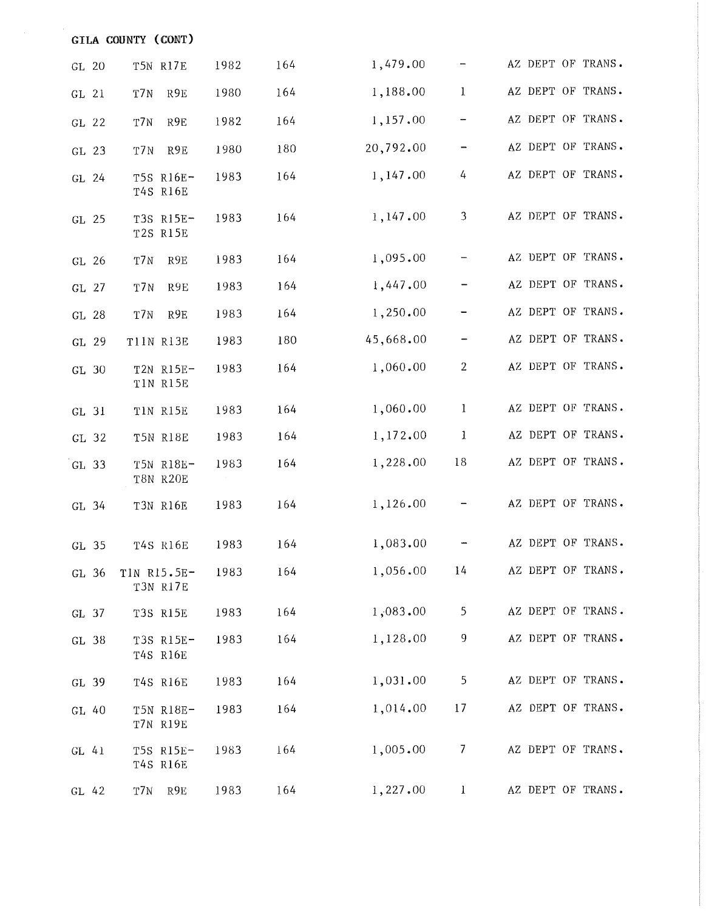**GILA COUNTY (CONT)**

| | | | | | | |
|---|---|---|---|---|---|---|
| GL 20 | T5N R17E | 1982 | 164 | 1,479.00 | - | AZ DEPT OF TRANS. |
| GL 21 | T7N R9E | 1980 | 164 | 1,188.00 | 1 | AZ DEPT OF TRANS. |
| GL 22 | T7N R9E | 1982 | 164 | 1,157.00 | - | AZ DEPT OF TRANS. |
| GL 23 | T7N R9E | 1980 | 180 | 20,792.00 | - | AZ DEPT OF TRANS. |
| GL 24 | T5S R16E- T4S R16E | 1983 | 164 | 1,147.00 | 4 | AZ DEPT OF TRANS. |
| GL 25 | T3S R15E- T2S R15E | 1983 | 164 | 1,147.00 | 3 | AZ DEPT OF TRANS. |
| GL 26 | T7N R9E | 1983 | 164 | 1,095.00 | - | AZ DEPT OF TRANS. |
| GL 27 | T7N R9E | 1983 | 164 | 1,447.00 | - | AZ DEPT OF TRANS. |
| GL 28 | T7N R9E | 1983 | 164 | 1,250.00 | - | AZ DEPT OF TRANS. |
| GL 29 | T11N R13E | 1983 | 180 | 45,668.00 | - | AZ DEPT OF TRANS. |
| GL 30 | T2N R15E- T1N R15E | 1983 | 164 | 1,060.00 | 2 | AZ DEPT OF TRANS. |
| GL 31 | T1N R15E | 1983 | 164 | 1,060.00 | 1 | AZ DEPT OF TRANS. |
| GL 32 | T5N R18E | 1983 | 164 | 1,172.00 | 1 | AZ DEPT OF TRANS. |
| GL 33 | T5N R18E- T8N R20E | 1983 | 164 | 1,228.00 | 18 | AZ DEPT OF TRANS. |
| GL 34 | T3N R16E | 1983 | 164 | 1,126.00 | - | AZ DEPT OF TRANS. |
| GL 35 | T4S R16E | 1983 | 164 | 1,083.00 | - | AZ DEPT OF TRANS. |
| GL 36 | T1N R15.5E- T3N R17E | 1983 | 164 | 1,056.00 | 14 | AZ DEPT OF TRANS. |
| GL 37 | T3S R15E | 1983 | 164 | 1,083.00 | 5 | AZ DEPT OF TRANS. |
| GL 38 | T3S R15E- T4S R16E | 1983 | 164 | 1,128.00 | 9 | AZ DEPT OF TRANS. |
| GL 39 | T4S R16E | 1983 | 164 | 1,031.00 | 5 | AZ DEPT OF TRANS. |
| GL 40 | T5N R18E- T7N R19E | 1983 | 164 | 1,014.00 | 17 | AZ DEPT OF TRANS. |
| GL 41 | T5S R15E- T4S R16E | 1983 | 164 | 1,005.00 | 7 | AZ DEPT OF TRANS. |
| GL 42 | T7N R9E | 1983 | 164 | 1,227.00 | 1 | AZ DEPT OF TRANS. |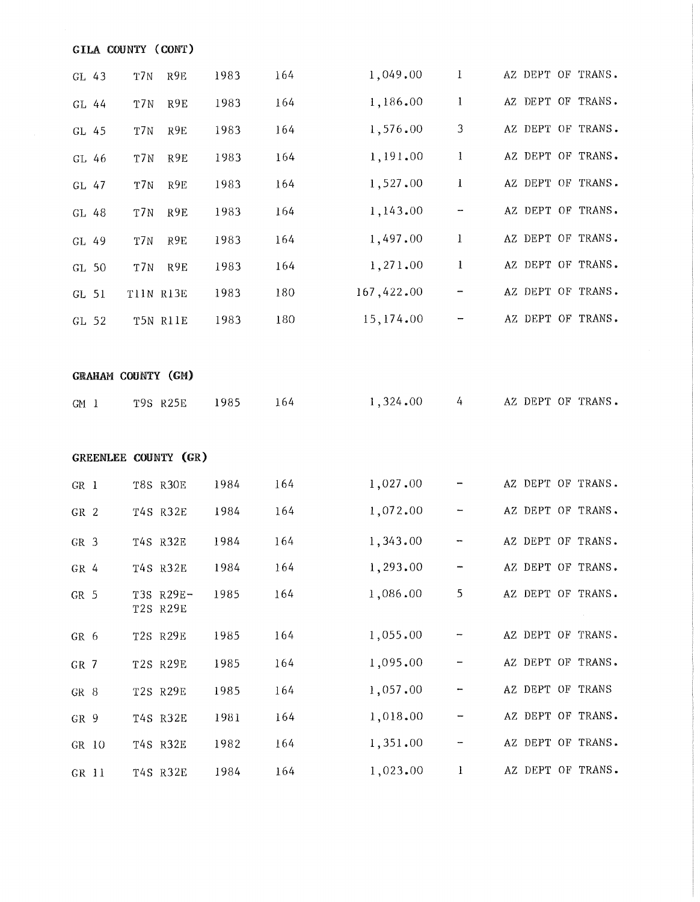**GILA COUNTY (CONT)**

| | | | | | | |
|---|---|---|---|---|---|---|
| GL 43 | T7N R9E | 1983 | 164 | 1,049.00 | 1 | AZ DEPT OF TRANS. |
| GL 44 | T7N R9E | 1983 | 164 | 1,186.00 | 1 | AZ DEPT OF TRANS. |
| GL 45 | T7N R9E | 1983 | 164 | 1,576.00 | 3 | AZ DEPT OF TRANS. |
| GL 46 | T7N R9E | 1983 | 164 | 1,191.00 | 1 | AZ DEPT OF TRANS. |
| GL 47 | T7N R9E | 1983 | 164 | 1,527.00 | 1 | AZ DEPT OF TRANS. |
| GL 48 | T7N R9E | 1983 | 164 | 1,143.00 | - | AZ DEPT OF TRANS. |
| GL 49 | T7N R9E | 1983 | 164 | 1,497.00 | 1 | AZ DEPT OF TRANS. |
| GL 50 | T7N R9E | 1983 | 164 | 1,271.00 | 1 | AZ DEPT OF TRANS. |
| GL 51 | T11N R13E | 1983 | 180 | 167,422.00 | - | AZ DEPT OF TRANS. |
| GL 52 | T5N R11E | 1983 | 180 | 15,174.00 | - | AZ DEPT OF TRANS. |

**GRAHAM COUNTY (GM)**

| | | | | | | |
|---|---|---|---|---|---|---|
| GM 1 | T9S R25E | 1985 | 164 | 1,324.00 | 4 | AZ DEPT OF TRANS. |

**GREENLEE COUNTY (GR)**

| | | | | | | |
|---|---|---|---|---|---|---|
| GR 1 | T8S R30E | 1984 | 164 | 1,027.00 | - | AZ DEPT OF TRANS. |
| GR 2 | T4S R32E | 1984 | 164 | 1,072.00 | - | AZ DEPT OF TRANS. |
| GR 3 | T4S R32E | 1984 | 164 | 1,343.00 | - | AZ DEPT OF TRANS. |
| GR 4 | T4S R32E | 1984 | 164 | 1,293.00 | - | AZ DEPT OF TRANS. |
| GR 5 | T3S R29E- T2S R29E | 1985 | 164 | 1,086.00 | 5 | AZ DEPT OF TRANS. |
| GR 6 | T2S R29E | 1985 | 164 | 1,055.00 | - | AZ DEPT OF TRANS. |
| GR 7 | T2S R29E | 1985 | 164 | 1,095.00 | - | AZ DEPT OF TRANS. |
| GR 8 | T2S R29E | 1985 | 164 | 1,057.00 | - | AZ DEPT OF TRANS |
| GR 9 | T4S R32E | 1981 | 164 | 1,018.00 | - | AZ DEPT OF TRANS. |
| GR 10 | T4S R32E | 1982 | 164 | 1,351.00 | - | AZ DEPT OF TRANS. |
| GR 11 | T4S R32E | 1984 | 164 | 1,023.00 | 1 | AZ DEPT OF TRANS. |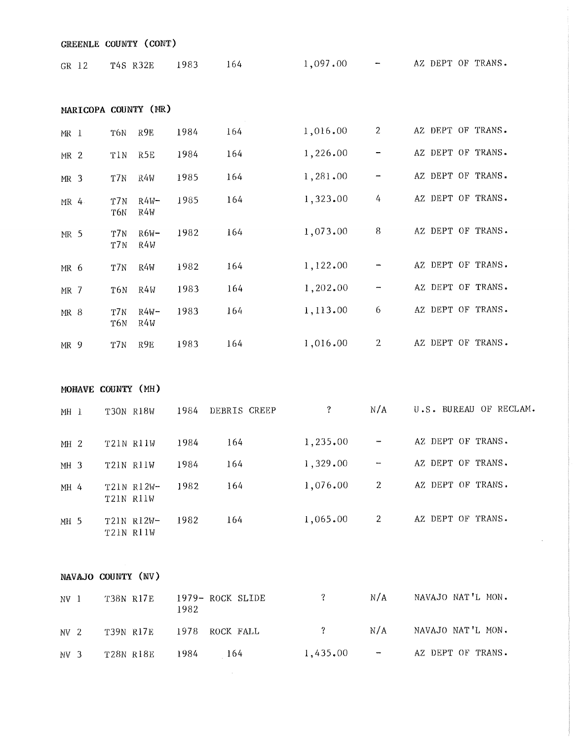**GREENLE COUNTY (CONT)**

| | | | | | | |
|---|---|---|---|---|---|---|
| GR 12 | T4S R32E | 1983 | 164 | 1,097.00 | - | AZ DEPT OF TRANS. |

**MARICOPA COUNTY (MR)**

| | | | | | | |
|---|---|---|---|---|---|---|
| MR 1 | T6N R9E | 1984 | 164 | 1,016.00 | 2 | AZ DEPT OF TRANS. |
| MR 2 | T1N R5E | 1984 | 164 | 1,226.00 | - | AZ DEPT OF TRANS. |
| MR 3 | T7N R4W | 1985 | 164 | 1,281.00 | - | AZ DEPT OF TRANS. |
| MR 4 | T7N R4W- T6N R4W | 1985 | 164 | 1,323.00 | 4 | AZ DEPT OF TRANS. |
| MR 5 | T7N R6W- T7N R4W | 1982 | 164 | 1,073.00 | 8 | AZ DEPT OF TRANS. |
| MR 6 | T7N R4W | 1982 | 164 | 1,122.00 | - | AZ DEPT OF TRANS. |
| MR 7 | T6N R4W | 1983 | 164 | 1,202.00 | - | AZ DEPT OF TRANS. |
| MR 8 | T7N R4W- T6N R4W | 1983 | 164 | 1,113.00 | 6 | AZ DEPT OF TRANS. |
| MR 9 | T7N R9E | 1983 | 164 | 1,016.00 | 2 | AZ DEPT OF TRANS. |

**MOHAVE COUNTY (MH)**

| | | | | | | |
|---|---|---|---|---|---|---|
| MH 1 | T30N R18W | 1984 | DEBRIS CREEP | ? | N/A | U.S. BUREAU OF RECLAM. |
| MH 2 | T21N R11W | 1984 | 164 | 1,235.00 | - | AZ DEPT OF TRANS. |
| MH 3 | T21N R11W | 1984 | 164 | 1,329.00 | - | AZ DEPT OF TRANS. |
| MH 4 | T21N R12W- T21N R11W | 1982 | 164 | 1,076.00 | 2 | AZ DEPT OF TRANS. |
| MH 5 | T21N R12W- T21N R11W | 1982 | 164 | 1,065.00 | 2 | AZ DEPT OF TRANS. |

**NAVAJO COUNTY (NV)**

| | | | | | | |
|---|---|---|---|---|---|---|
| NV 1 | T38N R17E | 1979-1982 | ROCK SLIDE | ? | N/A | NAVAJO NAT'L MON. |
| NV 2 | T39N R17E | 1978 | ROCK FALL | ? | N/A | NAVAJO NAT'L MON. |
| NV 3 | T28N R18E | 1984 | 164 | 1,435.00 | - | AZ DEPT OF TRANS. |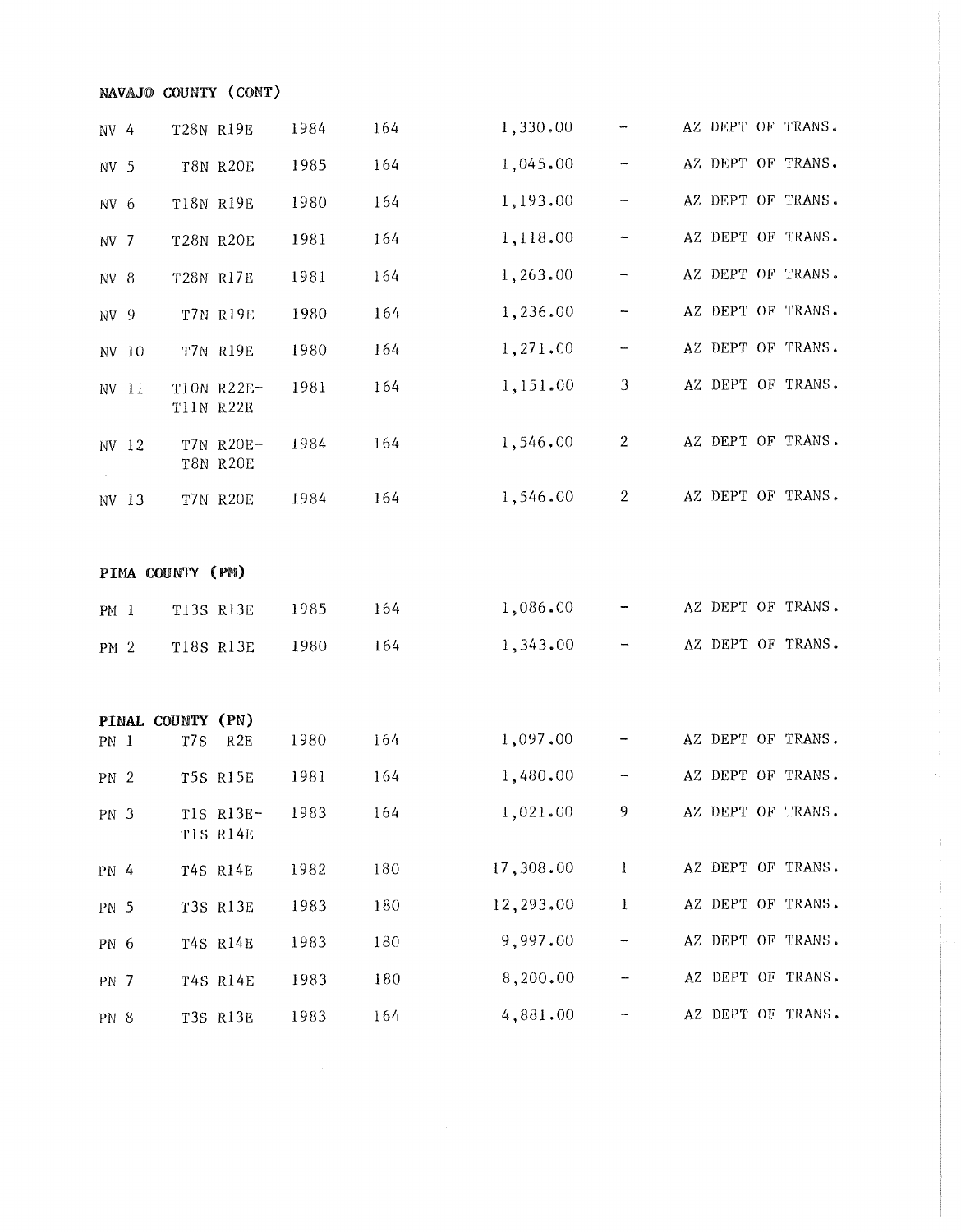**NAVAJO COUNTY (CONT)**

| | | | | | | |
|---|---|---|---|---|---|---|
| NV 4 | T28N R19E | 1984 | 164 | 1,330.00 | - | AZ DEPT OF TRANS. |
| NV 5 | T8N R20E | 1985 | 164 | 1,045.00 | - | AZ DEPT OF TRANS. |
| NV 6 | T18N R19E | 1980 | 164 | 1,193.00 | - | AZ DEPT OF TRANS. |
| NV 7 | T28N R20E | 1981 | 164 | 1,118.00 | - | AZ DEPT OF TRANS. |
| NV 8 | T28N R17E | 1981 | 164 | 1,263.00 | - | AZ DEPT OF TRANS. |
| NV 9 | T7N R19E | 1980 | 164 | 1,236.00 | - | AZ DEPT OF TRANS. |
| NV 10 | T7N R19E | 1980 | 164 | 1,271.00 | - | AZ DEPT OF TRANS. |
| NV 11 | T10N R22E- T11N R22E | 1981 | 164 | 1,151.00 | 3 | AZ DEPT OF TRANS. |
| NV 12 | T7N R20E- T8N R20E | 1984 | 164 | 1,546.00 | 2 | AZ DEPT OF TRANS. |
| NV 13 | T7N R20E | 1984 | 164 | 1,546.00 | 2 | AZ DEPT OF TRANS. |

**PIMA COUNTY (PM)**

| | | | | | | |
|---|---|---|---|---|---|---|
| PM 1 | T13S R13E | 1985 | 164 | 1,086.00 | - | AZ DEPT OF TRANS. |
| PM 2 | T18S R13E | 1980 | 164 | 1,343.00 | - | AZ DEPT OF TRANS. |

**PINAL COUNTY (PN)**

| | | | | | | |
|---|---|---|---|---|---|---|
| PN 1 | T7S R2E | 1980 | 164 | 1,097.00 | - | AZ DEPT OF TRANS. |
| PN 2 | T5S R15E | 1981 | 164 | 1,480.00 | - | AZ DEPT OF TRANS. |
| PN 3 | T1S R13E- T1S R14E | 1983 | 164 | 1,021.00 | 9 | AZ DEPT OF TRANS. |
| PN 4 | T4S R14E | 1982 | 180 | 17,308.00 | 1 | AZ DEPT OF TRANS. |
| PN 5 | T3S R13E | 1983 | 180 | 12,293.00 | 1 | AZ DEPT OF TRANS. |
| PN 6 | T4S R14E | 1983 | 180 | 9,997.00 | - | AZ DEPT OF TRANS. |
| PN 7 | T4S R14E | 1983 | 180 | 8,200.00 | - | AZ DEPT OF TRANS. |
| PN 8 | T3S R13E | 1983 | 164 | 4,881.00 | - | AZ DEPT OF TRANS. |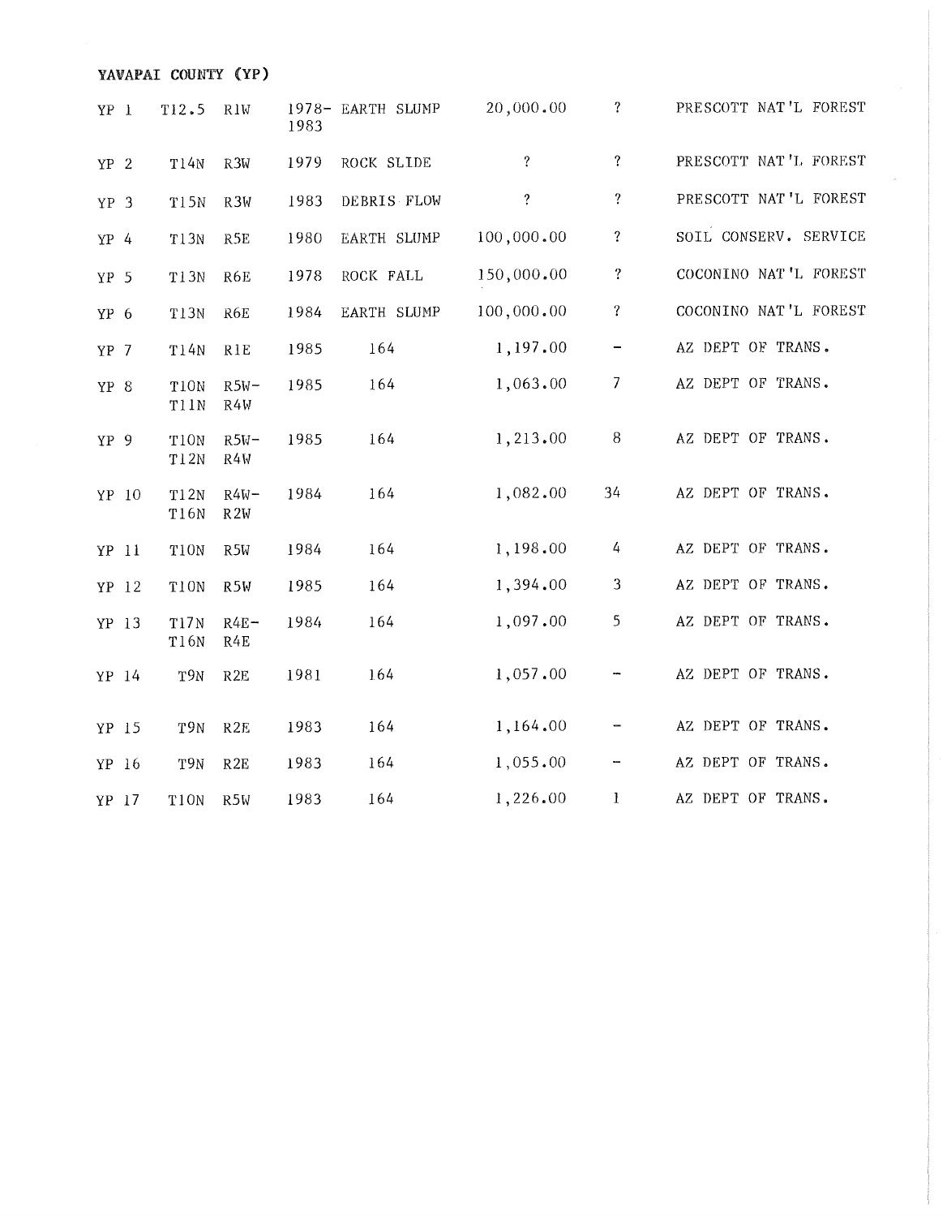**YAVAPAI COUNTY (YP)**

| | | | | | | | |
|---|---|---|---|---|---|---|---|
| YP 1 | T12.5 | R1W | 1978-1983 | EARTH SLUMP | 20,000.00 | ? | PRESCOTT NAT'L FOREST |
| YP 2 | T14N | R3W | 1979 | ROCK SLIDE | ? | ? | PRESCOTT NAT'L FOREST |
| YP 3 | T15N | R3W | 1983 | DEBRIS FLOW | ? | ? | PRESCOTT NAT'L FOREST |
| YP 4 | T13N | R5E | 1980 | EARTH SLUMP | 100,000.00 | ? | SOIL CONSERV. SERVICE |
| YP 5 | T13N | R6E | 1978 | ROCK FALL | 150,000.00 | ? | COCONINO NAT'L FOREST |
| YP 6 | T13N | R6E | 1984 | EARTH SLUMP | 100,000.00 | ? | COCONINO NAT'L FOREST |
| YP 7 | T14N | R1E | 1985 | 164 | 1,197.00 | - | AZ DEPT OF TRANS. |
| YP 8 | T10N T11N | R5W- R4W | 1985 | 164 | 1,063.00 | 7 | AZ DEPT OF TRANS. |
| YP 9 | T10N T12N | R5W- R4W | 1985 | 164 | 1,213.00 | 8 | AZ DEPT OF TRANS. |
| YP 10 | T12N T16N | R4W- R2W | 1984 | 164 | 1,082.00 | 34 | AZ DEPT OF TRANS. |
| YP 11 | T10N | R5W | 1984 | 164 | 1,198.00 | 4 | AZ DEPT OF TRANS. |
| YP 12 | T10N | R5W | 1985 | 164 | 1,394.00 | 3 | AZ DEPT OF TRANS. |
| YP 13 | T17N T16N | R4E- R4E | 1984 | 164 | 1,097.00 | 5 | AZ DEPT OF TRANS. |
| YP 14 | T9N | R2E | 1981 | 164 | 1,057.00 | - | AZ DEPT OF TRANS. |
| YP 15 | T9N | R2E | 1983 | 164 | 1,164.00 | - | AZ DEPT OF TRANS. |
| YP 16 | T9N | R2E | 1983 | 164 | 1,055.00 | - | AZ DEPT OF TRANS. |
| YP 17 | T10N | R5W | 1983 | 164 | 1,226.00 | 1 | AZ DEPT OF TRANS. |